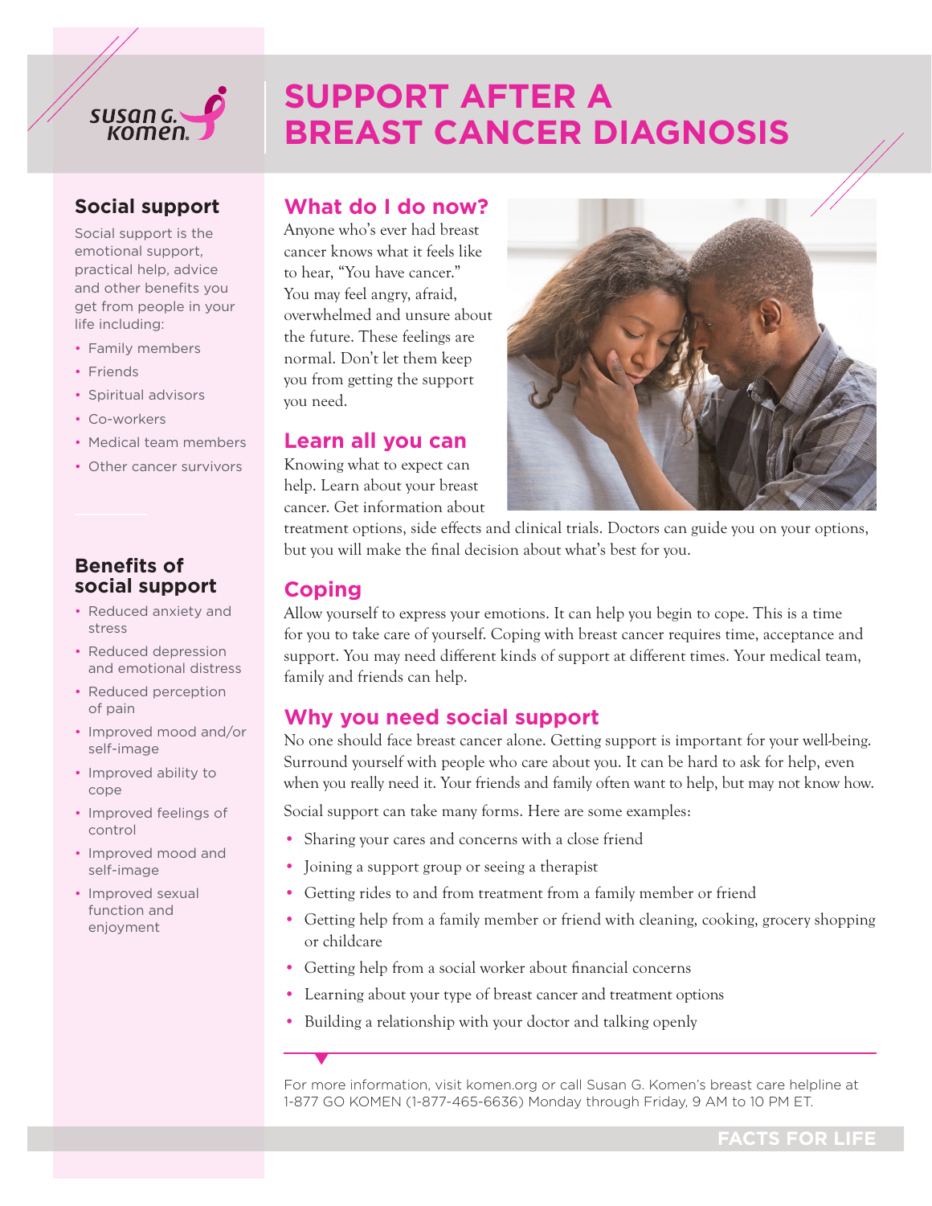susan G. komen.

# SUPPORT AFTER A BREAST CANCER DIAGNOSIS

## What do I do now?

Anyone who's ever had breast cancer knows what it feels like to hear, "You have cancer." You may feel angry, afraid, overwhelmed and unsure about the future. These feelings are normal. Don't let them keep you from getting the support you need.

## Learn all you can

Knowing what to expect can help. Learn about your breast cancer. Get information about treatment options, side effects and clinical trials. Doctors can guide you on your options, but you will make the final decision about what's best for you.

## Coping

Allow yourself to express your emotions. It can help you begin to cope. This is a time for you to take care of yourself. Coping with breast cancer requires time, acceptance and support. You may need different kinds of support at different times. Your medical team, family and friends can help.

## Why you need social support

No one should face breast cancer alone. Getting support is important for your well-being. Surround yourself with people who care about you. It can be hard to ask for help, even when you really need it. Your friends and family often want to help, but may not know how.

Social support can take many forms. Here are some examples:

- Sharing your cares and concerns with a close friend
- Joining a support group or seeing a therapist
- Getting rides to and from treatment from a family member or friend
- Getting help from a family member or friend with cleaning, cooking, grocery shopping or childcare
- Getting help from a social worker about financial concerns
- Learning about your type of breast cancer and treatment options
- Building a relationship with your doctor and talking openly

## Social support

Social support is the emotional support, practical help, advice and other benefits you get from people in your life including:

- Family members
- Friends
- Spiritual advisors
- Co-workers
- Medical team members
- Other cancer survivors

## Benefits of social support

- Reduced anxiety and stress
- Reduced depression and emotional distress
- Reduced perception of pain
- Improved mood and/or self-image
- Improved ability to cope
- Improved feelings of control
- Improved mood and self-image
- Improved sexual function and enjoyment

For more information, visit komen.org or call Susan G. Komen's breast care helpline at 1-877 GO KOMEN (1-877-465-6636) Monday through Friday, 9 AM to 10 PM ET.

FACTS FOR LIFE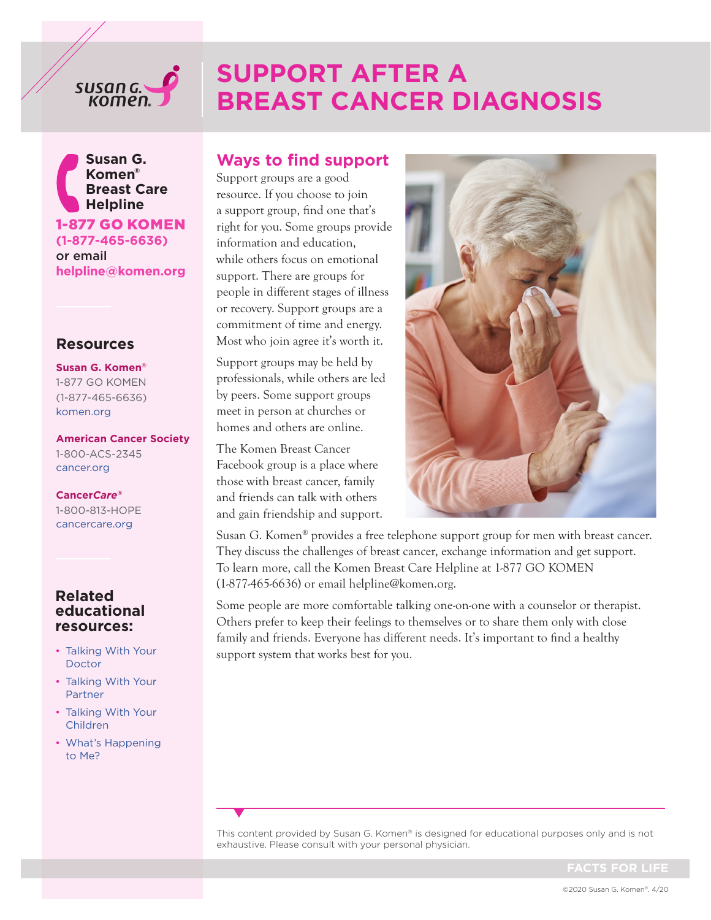# SUPPORT AFTER A BREAST CANCER DIAGNOSIS

## Ways to find support

Support groups are a good resource. If you choose to join a support group, find one that's right for you. Some groups provide information and education, while others focus on emotional support. There are groups for people in different stages of illness or recovery. Support groups are a commitment of time and energy. Most who join agree it's worth it.

Support groups may be held by professionals, while others are led by peers. Some support groups meet in person at churches or homes and others are online.

The Komen Breast Cancer Facebook group is a place where those with breast cancer, family and friends can talk with others and gain friendship and support.

Susan G. Komen® provides a free telephone support group for men with breast cancer. They discuss the challenges of breast cancer, exchange information and get support. To learn more, call the Komen Breast Care Helpline at 1-877 GO KOMEN (1-877-465-6636) or email helpline@komen.org.

Some people are more comfortable talking one-on-one with a counselor or therapist. Others prefer to keep their feelings to themselves or to share them only with close family and friends. Everyone has different needs. It's important to find a healthy support system that works best for you.

**Susan G. Komen® Breast Care Helpline**

**1-877 GO KOMEN (1-877-465-6636)**

or email **helpline@komen.org**

## Resources

**Susan G. Komen®**
1-877 GO KOMEN
(1-877-465-6636)
komen.org

**American Cancer Society**
1-800-ACS-2345
cancer.org

**Cancer*Care*®**
1-800-813-HOPE
cancercare.org

## Related educational resources:

- Talking With Your Doctor
- Talking With Your Partner
- Talking With Your Children
- What's Happening to Me?

This content provided by Susan G. Komen® is designed for educational purposes only and is not exhaustive. Please consult with your personal physician.

FACTS FOR LIFE

©2020 Susan G. Komen®. 4/20